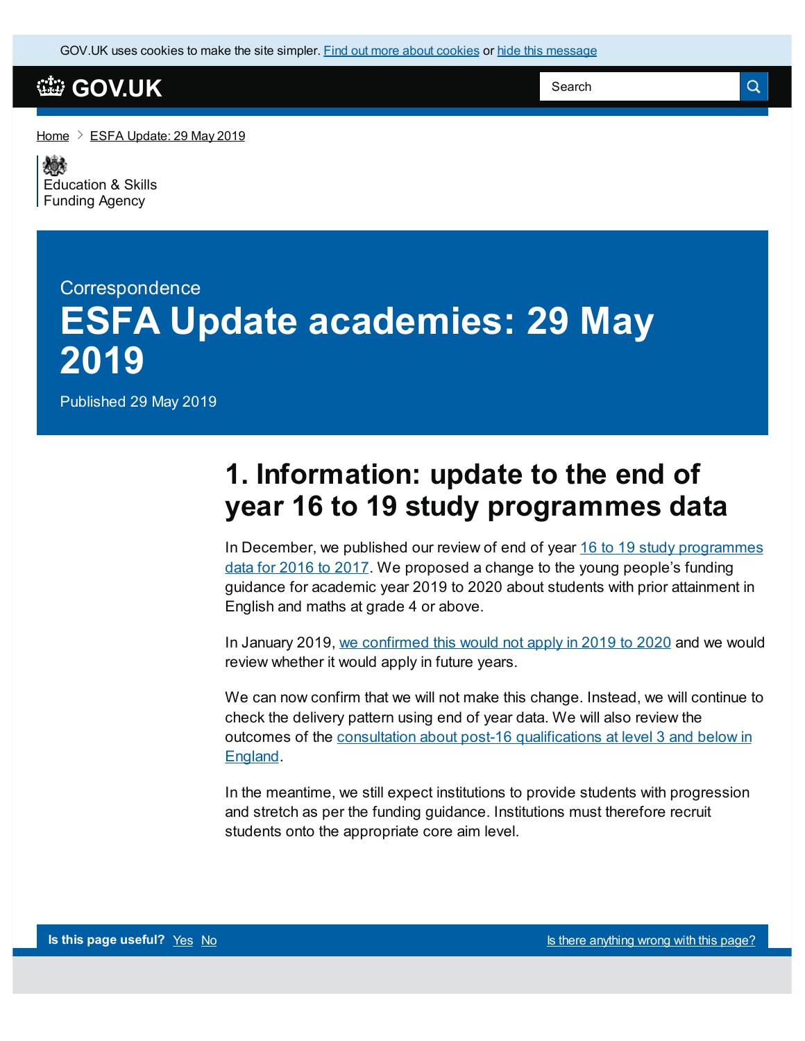GOV.UK uses cookies to make the site simpler. [Find out more about cookies] or [hide this message]

GOV.UK

Search

Home > ESFA Update: 29 May 2019

Education & Skills Funding Agency

Correspondence

# ESFA Update academies: 29 May 2019

Published 29 May 2019

## 1. Information: update to the end of year 16 to 19 study programmes data

In December, we published our review of end of year 16 to 19 study programmes data for 2016 to 2017. We proposed a change to the young people's funding guidance for academic year 2019 to 2020 about students with prior attainment in English and maths at grade 4 or above.

In January 2019, we confirmed this would not apply in 2019 to 2020 and we would review whether it would apply in future years.

We can now confirm that we will not make this change. Instead, we will continue to check the delivery pattern using end of year data. We will also review the outcomes of the consultation about post-16 qualifications at level 3 and below in England.

In the meantime, we still expect institutions to provide students with progression and stretch as per the funding guidance. Institutions must therefore recruit students onto the appropriate core aim level.

**Is this page useful?** Yes No

Is there anything wrong with this page?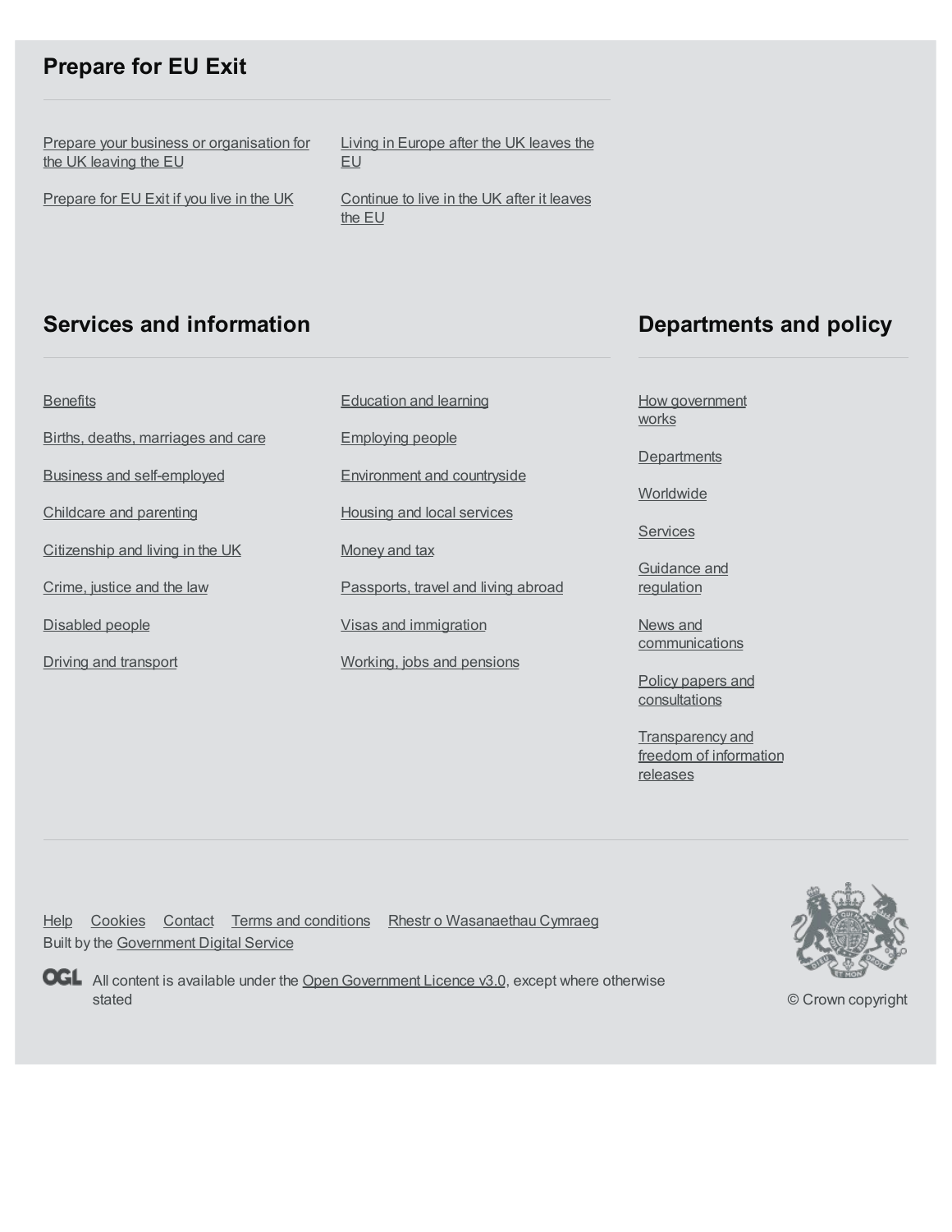## Prepare for EU Exit

- Prepare your business or organisation for the UK leaving the EU
- Prepare for EU Exit if you live in the UK
- Living in Europe after the UK leaves the EU
- Continue to live in the UK after it leaves the EU

## Services and information

- Benefits
- Births, deaths, marriages and care
- Business and self-employed
- Childcare and parenting
- Citizenship and living in the UK
- Crime, justice and the law
- Disabled people
- Driving and transport
- Education and learning
- Employing people
- Environment and countryside
- Housing and local services
- Money and tax
- Passports, travel and living abroad
- Visas and immigration
- Working, jobs and pensions

## Departments and policy

- How government works
- Departments
- Worldwide
- Services
- Guidance and regulation
- News and communications
- Policy papers and consultations
- Transparency and freedom of information releases

Help Cookies Contact Terms and conditions Rhestr o Wasanaethau Cymraeg
Built by the Government Digital Service

OGL All content is available under the Open Government Licence v3.0, except where otherwise stated

© Crown copyright